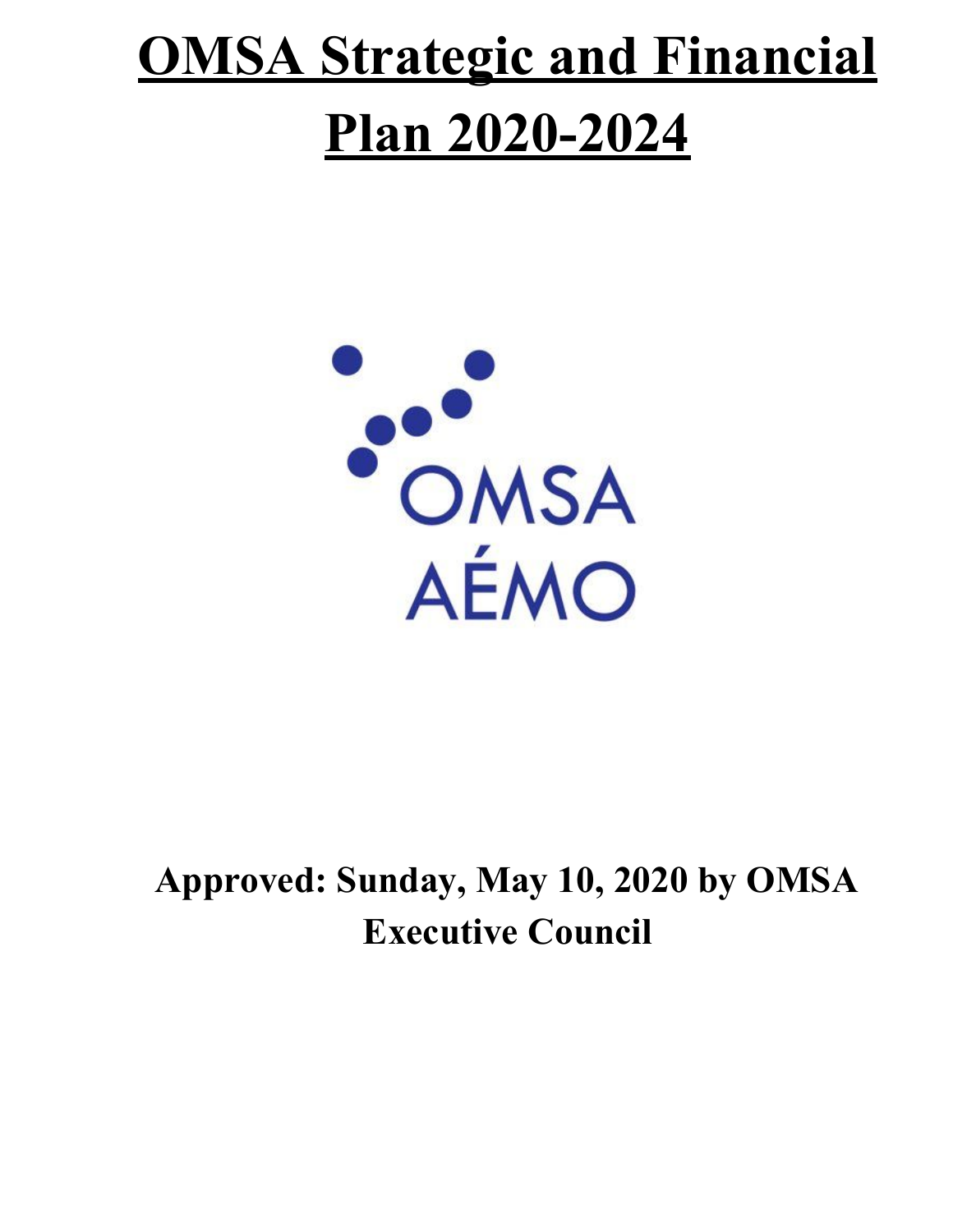# OMSA Strategic and Financial Plan 2020-2024

OMSA
AÉMO

**Approved: Sunday, May 10, 2020 by OMSA Executive Council**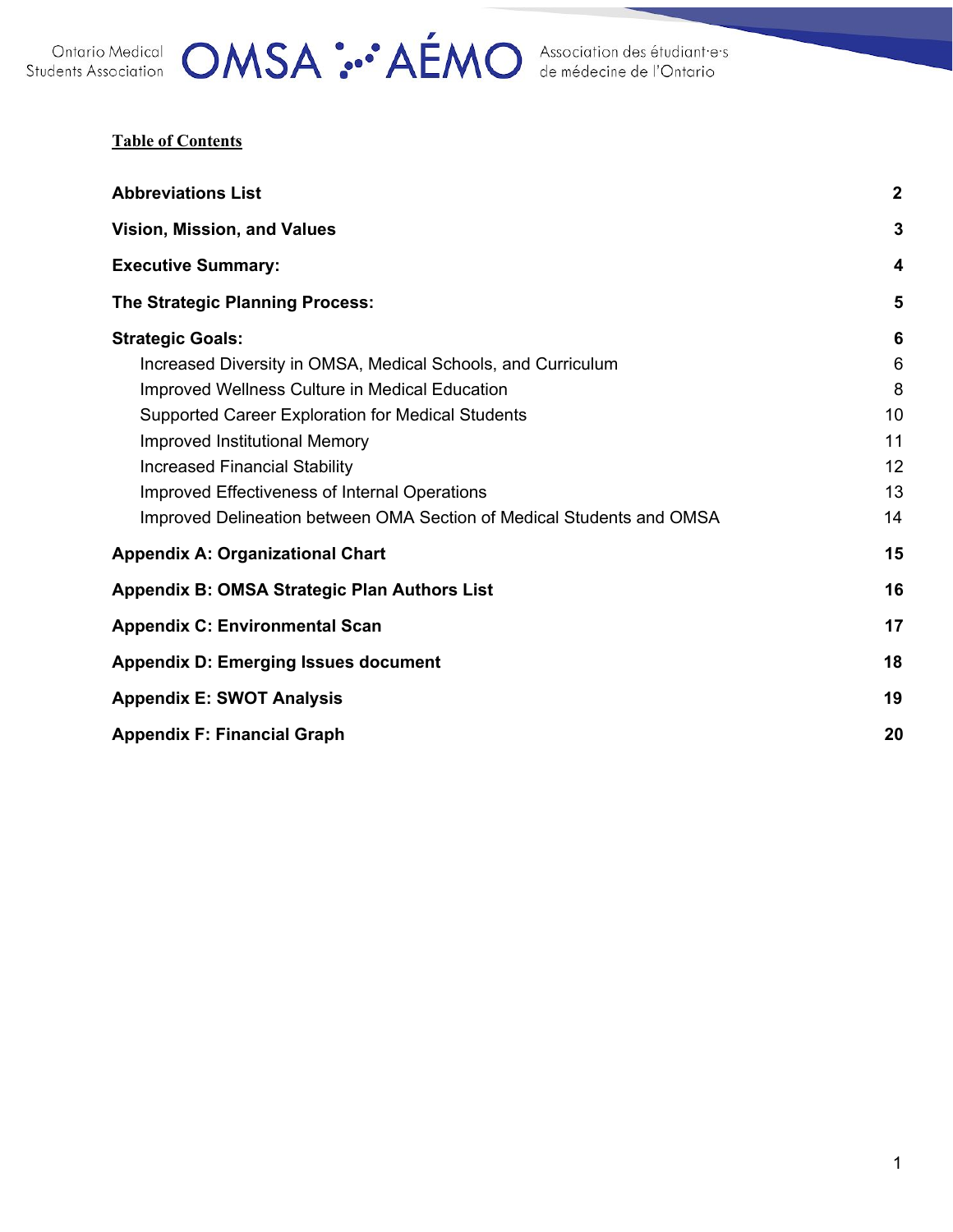**Table of Contents**

| | |
|---|---|
| **Abbreviations List** | **2** |
| **Vision, Mission, and Values** | **3** |
| **Executive Summary:** | **4** |
| **The Strategic Planning Process:** | **5** |
| **Strategic Goals:** | **6** |
| Increased Diversity in OMSA, Medical Schools, and Curriculum | 6 |
| Improved Wellness Culture in Medical Education | 8 |
| Supported Career Exploration for Medical Students | 10 |
| Improved Institutional Memory | 11 |
| Increased Financial Stability | 12 |
| Improved Effectiveness of Internal Operations | 13 |
| Improved Delineation between OMA Section of Medical Students and OMSA | 14 |
| **Appendix A: Organizational Chart** | **15** |
| **Appendix B: OMSA Strategic Plan Authors List** | **16** |
| **Appendix C: Environmental Scan** | **17** |
| **Appendix D: Emerging Issues document** | **18** |
| **Appendix E: SWOT Analysis** | **19** |
| **Appendix F: Financial Graph** | **20** |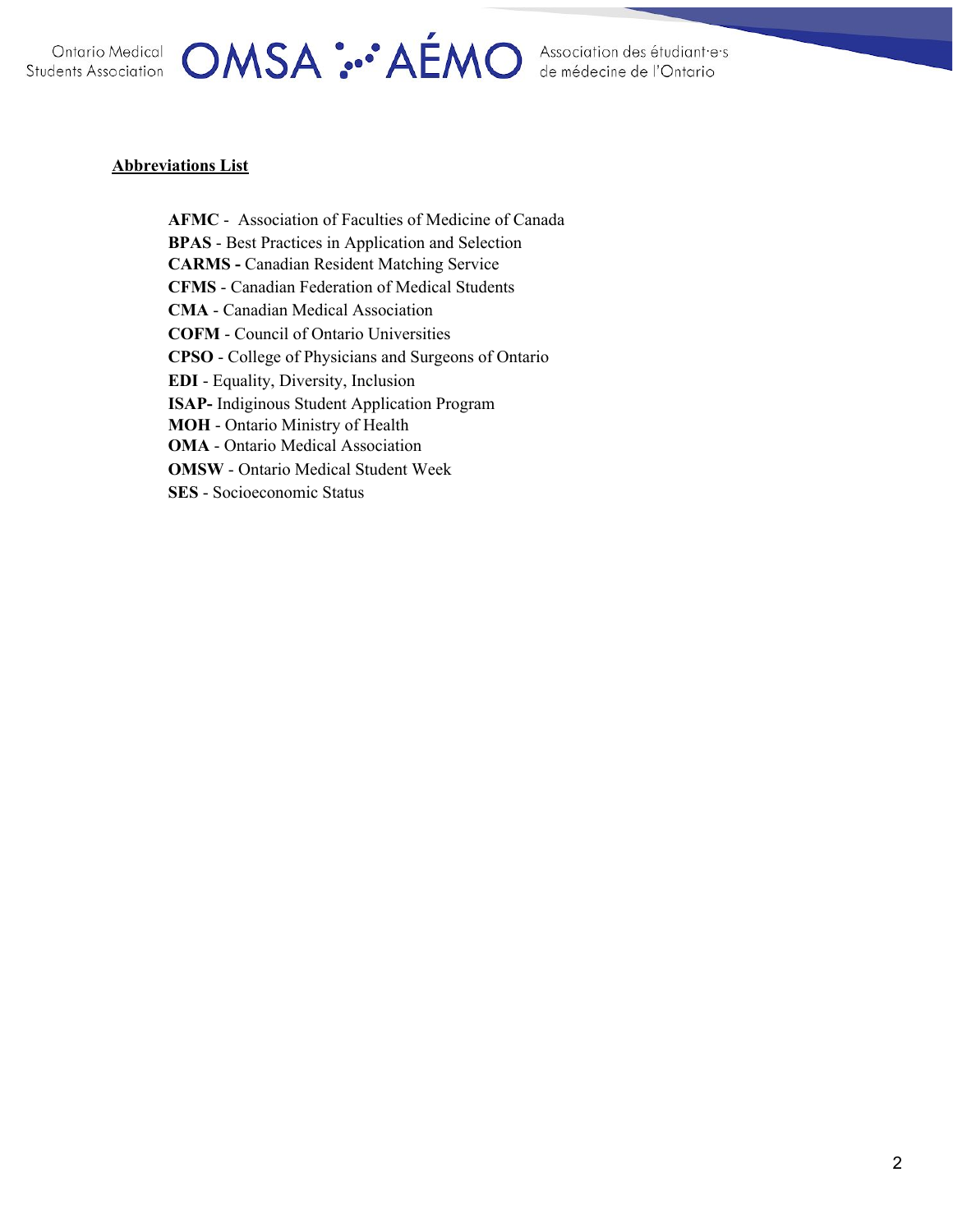**Abbreviations List**

**AFMC** - Association of Faculties of Medicine of Canada
**BPAS** - Best Practices in Application and Selection
**CARMS -** Canadian Resident Matching Service
**CFMS** - Canadian Federation of Medical Students
**CMA** - Canadian Medical Association
**COFM** - Council of Ontario Universities
**CPSO** - College of Physicians and Surgeons of Ontario
**EDI** - Equality, Diversity, Inclusion
**ISAP-** Indiginous Student Application Program
**MOH** - Ontario Ministry of Health
**OMA** - Ontario Medical Association
**OMSW** - Ontario Medical Student Week
**SES** - Socioeconomic Status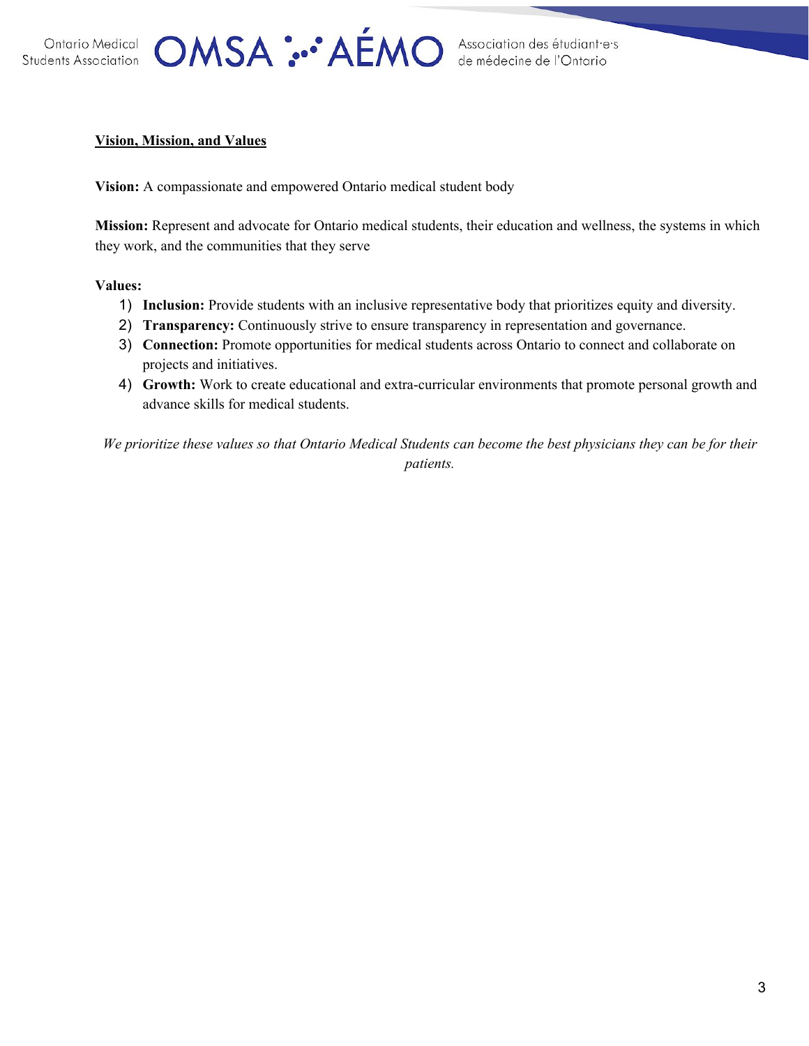## Vision, Mission, and Values

**Vision:** A compassionate and empowered Ontario medical student body

**Mission:** Represent and advocate for Ontario medical students, their education and wellness, the systems in which they work, and the communities that they serve

**Values:**

1) **Inclusion:** Provide students with an inclusive representative body that prioritizes equity and diversity.
2) **Transparency:** Continuously strive to ensure transparency in representation and governance.
3) **Connection:** Promote opportunities for medical students across Ontario to connect and collaborate on projects and initiatives.
4) **Growth:** Work to create educational and extra-curricular environments that promote personal growth and advance skills for medical students.

*We prioritize these values so that Ontario Medical Students can become the best physicians they can be for their patients.*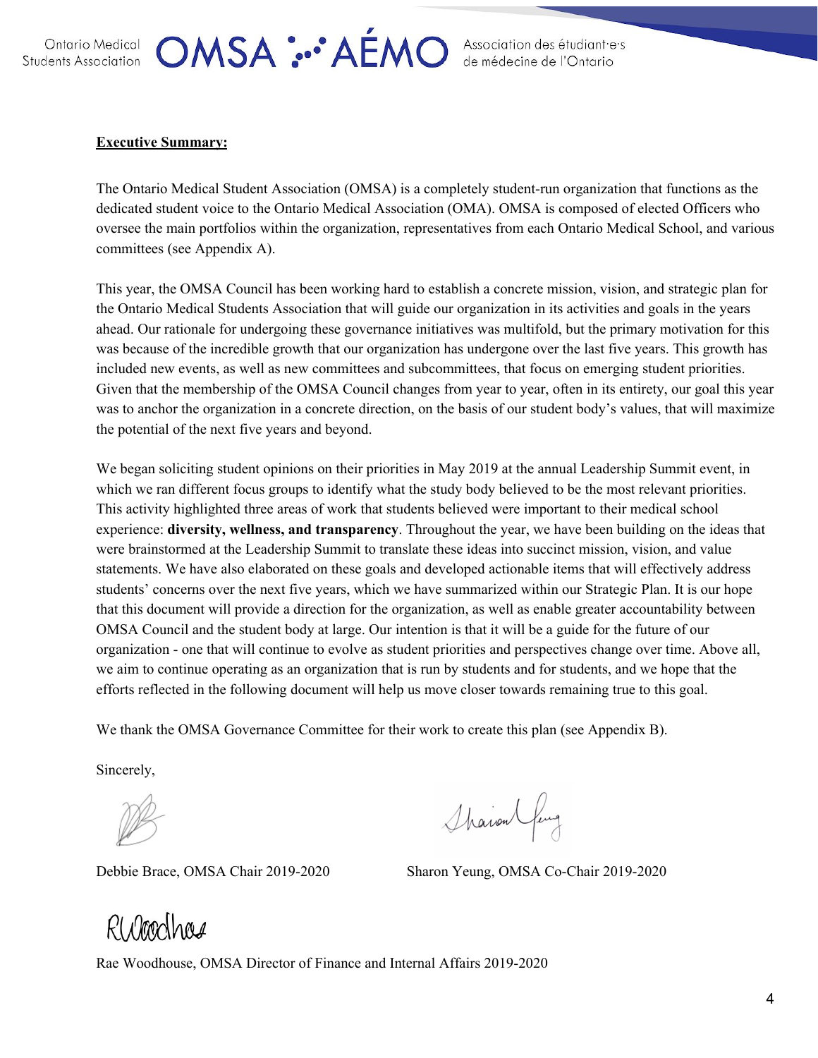**Executive Summary:**

The Ontario Medical Student Association (OMSA) is a completely student-run organization that functions as the dedicated student voice to the Ontario Medical Association (OMA). OMSA is composed of elected Officers who oversee the main portfolios within the organization, representatives from each Ontario Medical School, and various committees (see Appendix A).

This year, the OMSA Council has been working hard to establish a concrete mission, vision, and strategic plan for the Ontario Medical Students Association that will guide our organization in its activities and goals in the years ahead. Our rationale for undergoing these governance initiatives was multifold, but the primary motivation for this was because of the incredible growth that our organization has undergone over the last five years. This growth has included new events, as well as new committees and subcommittees, that focus on emerging student priorities. Given that the membership of the OMSA Council changes from year to year, often in its entirety, our goal this year was to anchor the organization in a concrete direction, on the basis of our student body's values, that will maximize the potential of the next five years and beyond.

We began soliciting student opinions on their priorities in May 2019 at the annual Leadership Summit event, in which we ran different focus groups to identify what the study body believed to be the most relevant priorities. This activity highlighted three areas of work that students believed were important to their medical school experience: **diversity, wellness, and transparency**. Throughout the year, we have been building on the ideas that were brainstormed at the Leadership Summit to translate these ideas into succinct mission, vision, and value statements. We have also elaborated on these goals and developed actionable items that will effectively address students' concerns over the next five years, which we have summarized within our Strategic Plan. It is our hope that this document will provide a direction for the organization, as well as enable greater accountability between OMSA Council and the student body at large. Our intention is that it will be a guide for the future of our organization - one that will continue to evolve as student priorities and perspectives change over time. Above all, we aim to continue operating as an organization that is run by students and for students, and we hope that the efforts reflected in the following document will help us move closer towards remaining true to this goal.

We thank the OMSA Governance Committee for their work to create this plan (see Appendix B).

Sincerely,

Debbie Brace, OMSA Chair 2019-2020

Sharon Yeung, OMSA Co-Chair 2019-2020

Rae Woodhouse, OMSA Director of Finance and Internal Affairs 2019-2020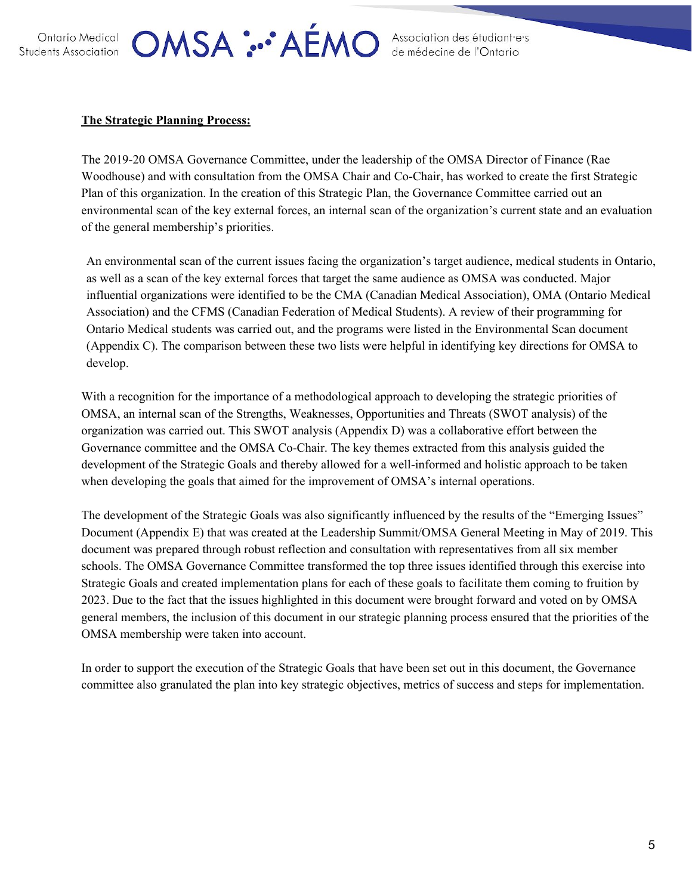**The Strategic Planning Process:**

The 2019-20 OMSA Governance Committee, under the leadership of the OMSA Director of Finance (Rae Woodhouse) and with consultation from the OMSA Chair and Co-Chair, has worked to create the first Strategic Plan of this organization. In the creation of this Strategic Plan, the Governance Committee carried out an environmental scan of the key external forces, an internal scan of the organization's current state and an evaluation of the general membership's priorities.

An environmental scan of the current issues facing the organization's target audience, medical students in Ontario, as well as a scan of the key external forces that target the same audience as OMSA was conducted. Major influential organizations were identified to be the CMA (Canadian Medical Association), OMA (Ontario Medical Association) and the CFMS (Canadian Federation of Medical Students). A review of their programming for Ontario Medical students was carried out, and the programs were listed in the Environmental Scan document (Appendix C). The comparison between these two lists were helpful in identifying key directions for OMSA to develop.

With a recognition for the importance of a methodological approach to developing the strategic priorities of OMSA, an internal scan of the Strengths, Weaknesses, Opportunities and Threats (SWOT analysis) of the organization was carried out. This SWOT analysis (Appendix D) was a collaborative effort between the Governance committee and the OMSA Co-Chair. The key themes extracted from this analysis guided the development of the Strategic Goals and thereby allowed for a well-informed and holistic approach to be taken when developing the goals that aimed for the improvement of OMSA's internal operations.

The development of the Strategic Goals was also significantly influenced by the results of the "Emerging Issues" Document (Appendix E) that was created at the Leadership Summit/OMSA General Meeting in May of 2019. This document was prepared through robust reflection and consultation with representatives from all six member schools. The OMSA Governance Committee transformed the top three issues identified through this exercise into Strategic Goals and created implementation plans for each of these goals to facilitate them coming to fruition by 2023. Due to the fact that the issues highlighted in this document were brought forward and voted on by OMSA general members, the inclusion of this document in our strategic planning process ensured that the priorities of the OMSA membership were taken into account.

In order to support the execution of the Strategic Goals that have been set out in this document, the Governance committee also granulated the plan into key strategic objectives, metrics of success and steps for implementation.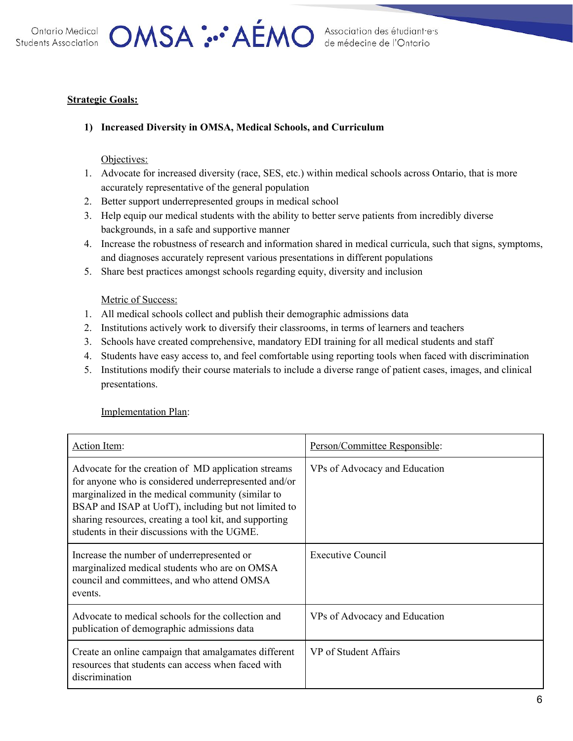**Strategic Goals:**

**1) Increased Diversity in OMSA, Medical Schools, and Curriculum**

Objectives:

1. Advocate for increased diversity (race, SES, etc.) within medical schools across Ontario, that is more accurately representative of the general population
2. Better support underrepresented groups in medical school
3. Help equip our medical students with the ability to better serve patients from incredibly diverse backgrounds, in a safe and supportive manner
4. Increase the robustness of research and information shared in medical curricula, such that signs, symptoms, and diagnoses accurately represent various presentations in different populations
5. Share best practices amongst schools regarding equity, diversity and inclusion

Metric of Success:

1. All medical schools collect and publish their demographic admissions data
2. Institutions actively work to diversify their classrooms, in terms of learners and teachers
3. Schools have created comprehensive, mandatory EDI training for all medical students and staff
4. Students have easy access to, and feel comfortable using reporting tools when faced with discrimination
5. Institutions modify their course materials to include a diverse range of patient cases, images, and clinical presentations.

Implementation Plan:

| Action Item: | Person/Committee Responsible: |
|---|---|
| Advocate for the creation of MD application streams for anyone who is considered underrepresented and/or marginalized in the medical community (similar to BSAP and ISAP at UofT), including but not limited to sharing resources, creating a tool kit, and supporting students in their discussions with the UGME. | VPs of Advocacy and Education |
| Increase the number of underrepresented or marginalized medical students who are on OMSA council and committees, and who attend OMSA events. | Executive Council |
| Advocate to medical schools for the collection and publication of demographic admissions data | VPs of Advocacy and Education |
| Create an online campaign that amalgamates different resources that students can access when faced with discrimination | VP of Student Affairs |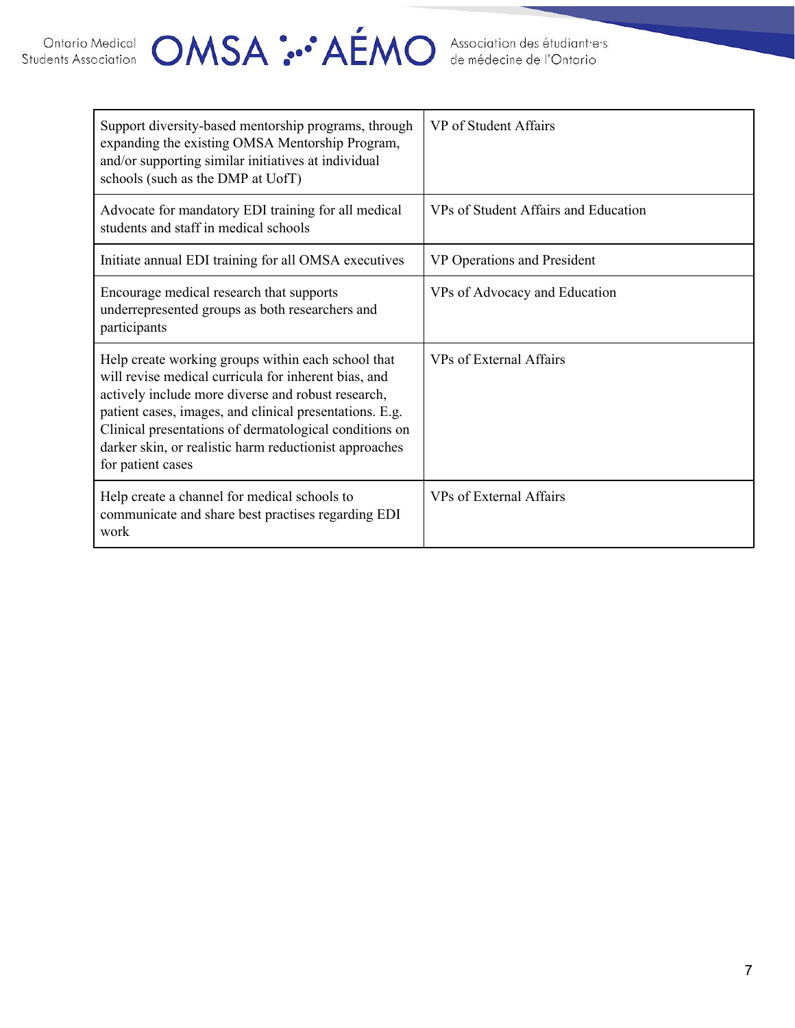| | |
|---|---|
| Support diversity-based mentorship programs, through expanding the existing OMSA Mentorship Program, and/or supporting similar initiatives at individual schools (such as the DMP at UofT) | VP of Student Affairs |
| Advocate for mandatory EDI training for all medical students and staff in medical schools | VPs of Student Affairs and Education |
| Initiate annual EDI training for all OMSA executives | VP Operations and President |
| Encourage medical research that supports underrepresented groups as both researchers and participants | VPs of Advocacy and Education |
| Help create working groups within each school that will revise medical curricula for inherent bias, and actively include more diverse and robust research, patient cases, images, and clinical presentations. E.g. Clinical presentations of dermatological conditions on darker skin, or realistic harm reductionist approaches for patient cases | VPs of External Affairs |
| Help create a channel for medical schools to communicate and share best practises regarding EDI work | VPs of External Affairs |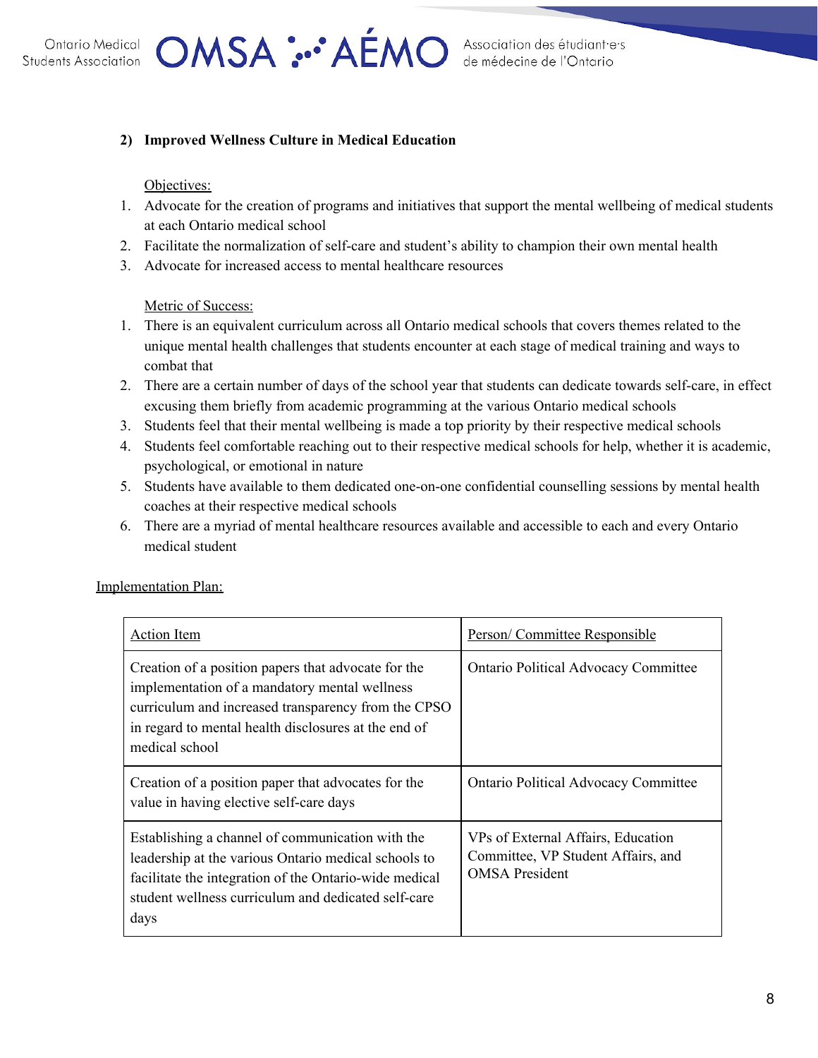**2) Improved Wellness Culture in Medical Education**

Objectives:

1. Advocate for the creation of programs and initiatives that support the mental wellbeing of medical students at each Ontario medical school
2. Facilitate the normalization of self-care and student's ability to champion their own mental health
3. Advocate for increased access to mental healthcare resources

Metric of Success:

1. There is an equivalent curriculum across all Ontario medical schools that covers themes related to the unique mental health challenges that students encounter at each stage of medical training and ways to combat that
2. There are a certain number of days of the school year that students can dedicate towards self-care, in effect excusing them briefly from academic programming at the various Ontario medical schools
3. Students feel that their mental wellbeing is made a top priority by their respective medical schools
4. Students feel comfortable reaching out to their respective medical schools for help, whether it is academic, psychological, or emotional in nature
5. Students have available to them dedicated one-on-one confidential counselling sessions by mental health coaches at their respective medical schools
6. There are a myriad of mental healthcare resources available and accessible to each and every Ontario medical student

Implementation Plan:

| Action Item | Person/ Committee Responsible |
|---|---|
| Creation of a position papers that advocate for the implementation of a mandatory mental wellness curriculum and increased transparency from the CPSO in regard to mental health disclosures at the end of medical school | Ontario Political Advocacy Committee |
| Creation of a position paper that advocates for the value in having elective self-care days | Ontario Political Advocacy Committee |
| Establishing a channel of communication with the leadership at the various Ontario medical schools to facilitate the integration of the Ontario-wide medical student wellness curriculum and dedicated self-care days | VPs of External Affairs, Education Committee, VP Student Affairs, and OMSA President |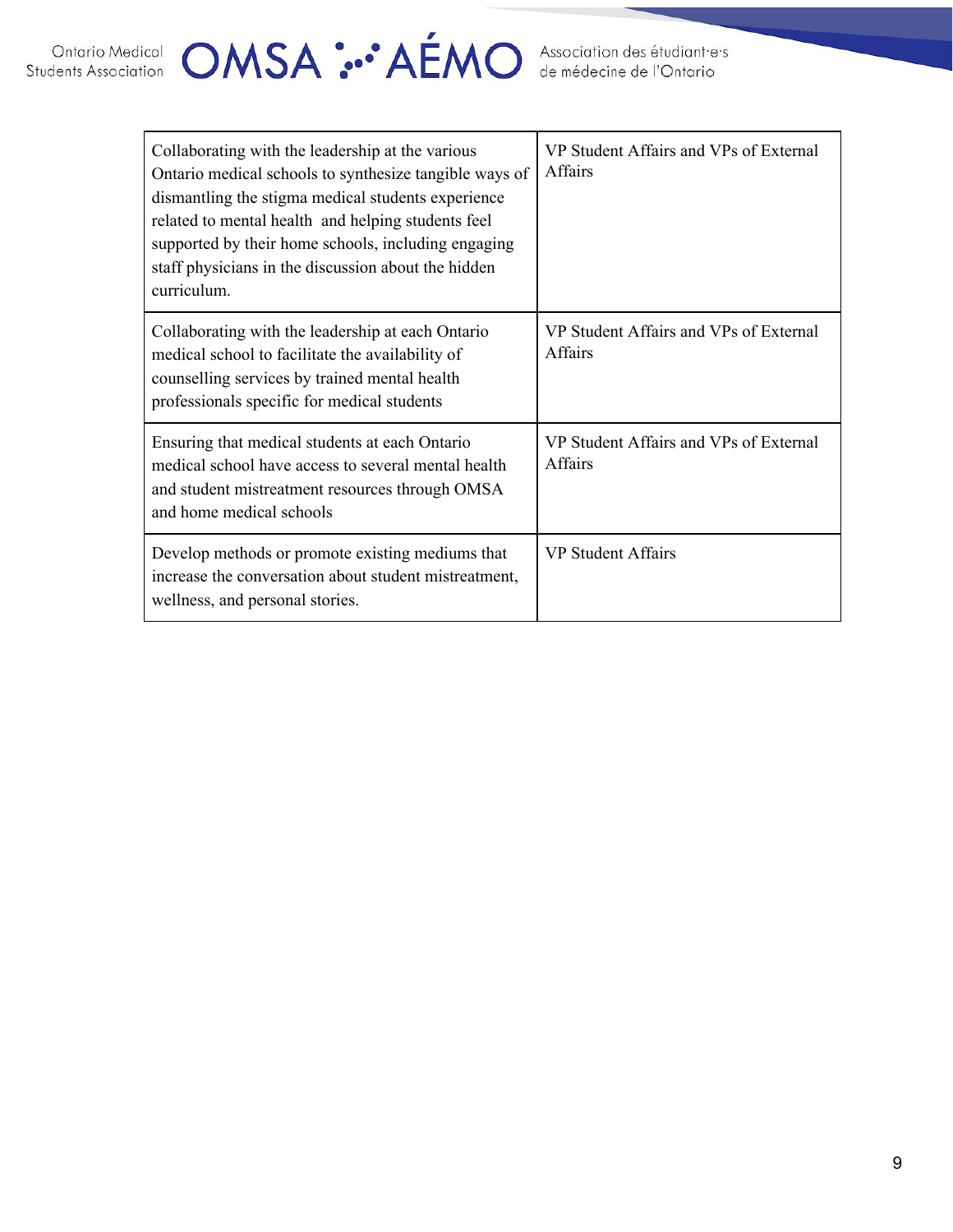| | |
|---|---|
| Collaborating with the leadership at the various Ontario medical schools to synthesize tangible ways of dismantling the stigma medical students experience related to mental health and helping students feel supported by their home schools, including engaging staff physicians in the discussion about the hidden curriculum. | VP Student Affairs and VPs of External Affairs |
| Collaborating with the leadership at each Ontario medical school to facilitate the availability of counselling services by trained mental health professionals specific for medical students | VP Student Affairs and VPs of External Affairs |
| Ensuring that medical students at each Ontario medical school have access to several mental health and student mistreatment resources through OMSA and home medical schools | VP Student Affairs and VPs of External Affairs |
| Develop methods or promote existing mediums that increase the conversation about student mistreatment, wellness, and personal stories. | VP Student Affairs |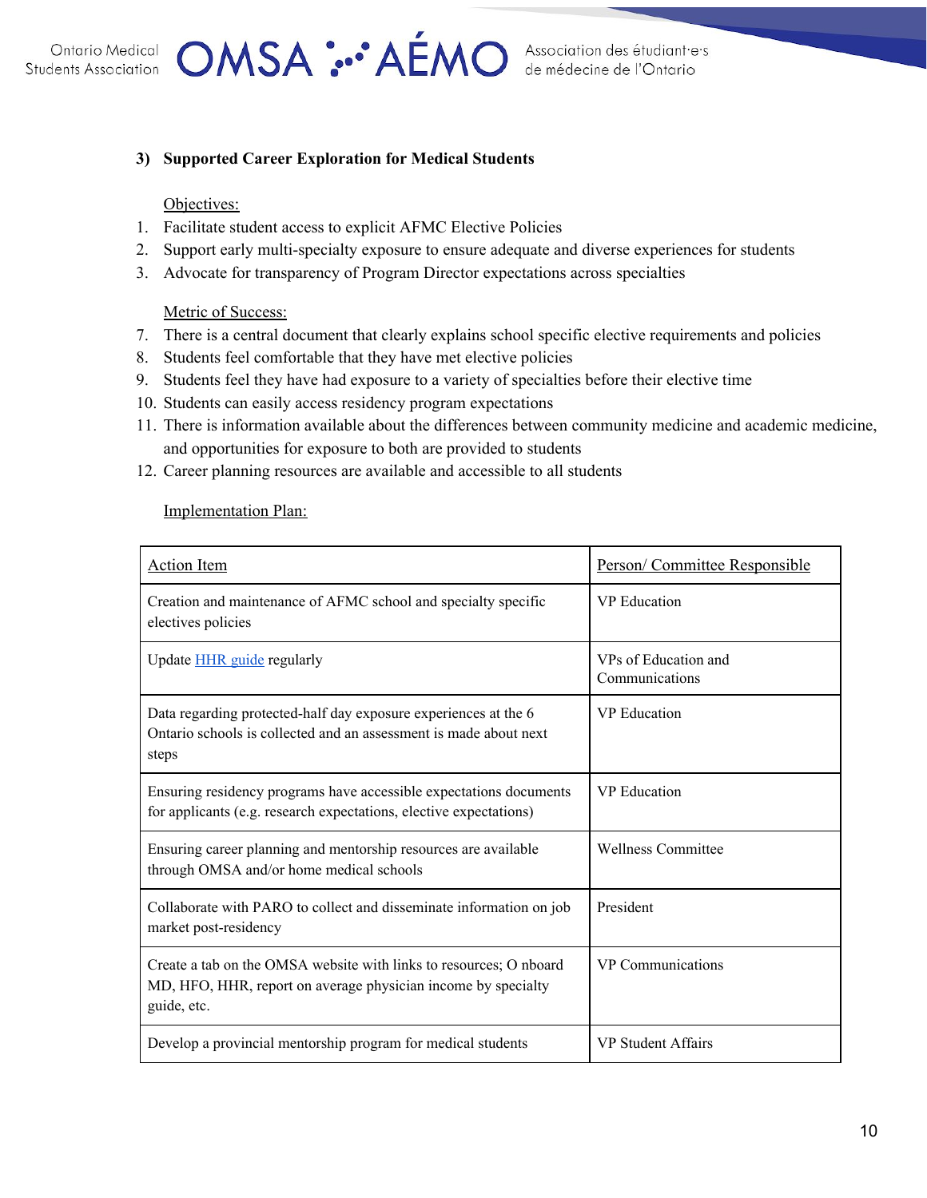### 3) Supported Career Exploration for Medical Students

Objectives:

1. Facilitate student access to explicit AFMC Elective Policies
2. Support early multi-specialty exposure to ensure adequate and diverse experiences for students
3. Advocate for transparency of Program Director expectations across specialties

Metric of Success:

7. There is a central document that clearly explains school specific elective requirements and policies
8. Students feel comfortable that they have met elective policies
9. Students feel they have had exposure to a variety of specialties before their elective time
10. Students can easily access residency program expectations
11. There is information available about the differences between community medicine and academic medicine, and opportunities for exposure to both are provided to students
12. Career planning resources are available and accessible to all students

Implementation Plan:

| Action Item | Person/ Committee Responsible |
|---|---|
| Creation and maintenance of AFMC school and specialty specific electives policies | VP Education |
| Update HHR guide regularly | VPs of Education and Communications |
| Data regarding protected-half day exposure experiences at the 6 Ontario schools is collected and an assessment is made about next steps | VP Education |
| Ensuring residency programs have accessible expectations documents for applicants (e.g. research expectations, elective expectations) | VP Education |
| Ensuring career planning and mentorship resources are available through OMSA and/or home medical schools | Wellness Committee |
| Collaborate with PARO to collect and disseminate information on job market post-residency | President |
| Create a tab on the OMSA website with links to resources; O nboard MD, HFO, HHR, report on average physician income by specialty guide, etc. | VP Communications |
| Develop a provincial mentorship program for medical students | VP Student Affairs |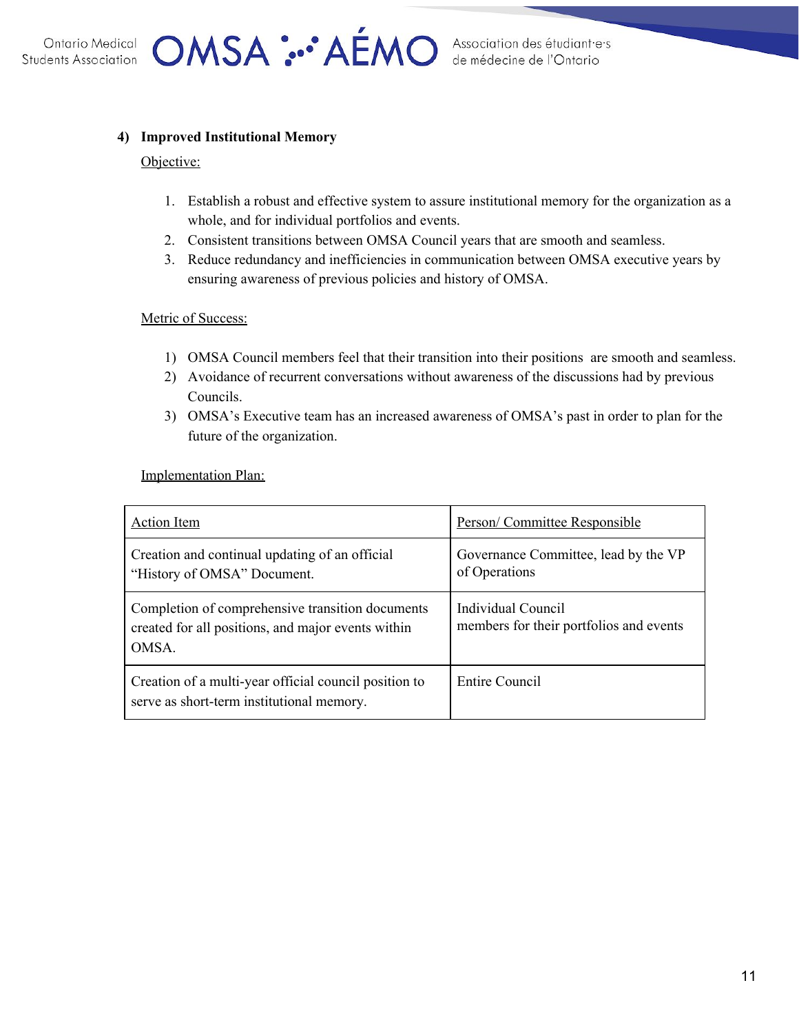### 4) Improved Institutional Memory

Objective:

1. Establish a robust and effective system to assure institutional memory for the organization as a whole, and for individual portfolios and events.
2. Consistent transitions between OMSA Council years that are smooth and seamless.
3. Reduce redundancy and inefficiencies in communication between OMSA executive years by ensuring awareness of previous policies and history of OMSA.

Metric of Success:

1) OMSA Council members feel that their transition into their positions are smooth and seamless.
2) Avoidance of recurrent conversations without awareness of the discussions had by previous Councils.
3) OMSA's Executive team has an increased awareness of OMSA's past in order to plan for the future of the organization.

Implementation Plan:

| Action Item | Person/ Committee Responsible |
|---|---|
| Creation and continual updating of an official "History of OMSA" Document. | Governance Committee, lead by the VP of Operations |
| Completion of comprehensive transition documents created for all positions, and major events within OMSA. | Individual Council members for their portfolios and events |
| Creation of a multi-year official council position to serve as short-term institutional memory. | Entire Council |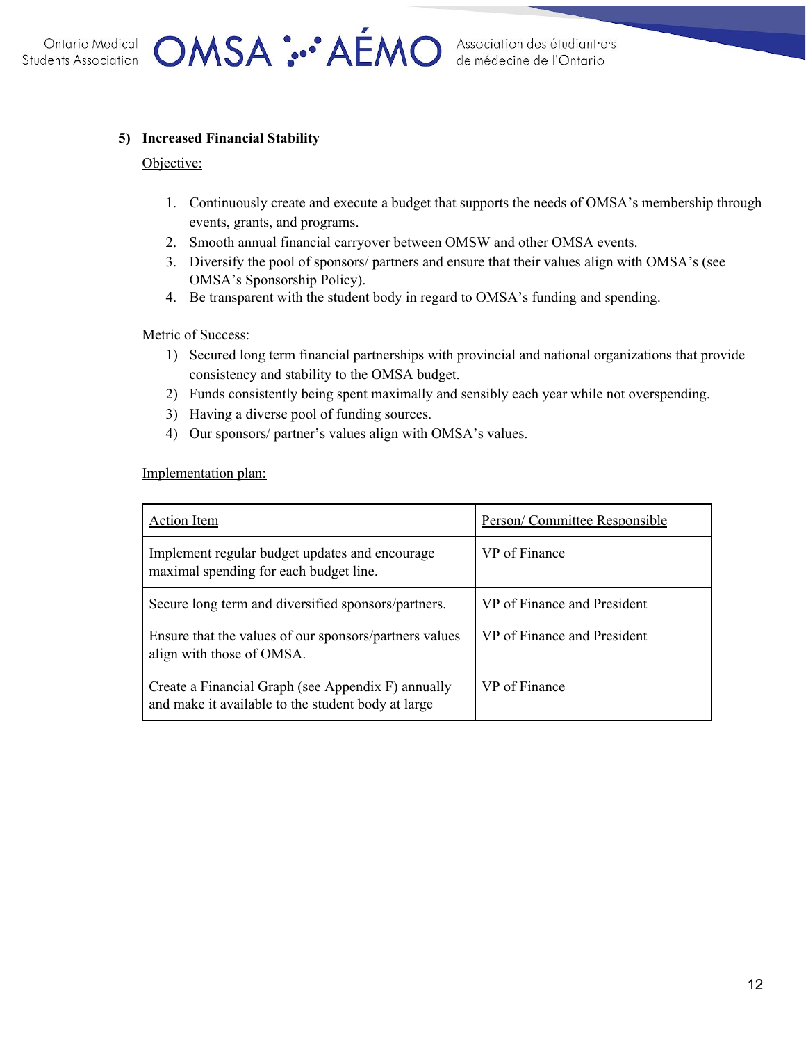### 5) Increased Financial Stability

Objective:

1. Continuously create and execute a budget that supports the needs of OMSA's membership through events, grants, and programs.
2. Smooth annual financial carryover between OMSW and other OMSA events.
3. Diversify the pool of sponsors/ partners and ensure that their values align with OMSA's (see OMSA's Sponsorship Policy).
4. Be transparent with the student body in regard to OMSA's funding and spending.

Metric of Success:

1) Secured long term financial partnerships with provincial and national organizations that provide consistency and stability to the OMSA budget.
2) Funds consistently being spent maximally and sensibly each year while not overspending.
3) Having a diverse pool of funding sources.
4) Our sponsors/ partner's values align with OMSA's values.

Implementation plan:

| Action Item | Person/ Committee Responsible |
|---|---|
| Implement regular budget updates and encourage maximal spending for each budget line. | VP of Finance |
| Secure long term and diversified sponsors/partners. | VP of Finance and President |
| Ensure that the values of our sponsors/partners values align with those of OMSA. | VP of Finance and President |
| Create a Financial Graph (see Appendix F) annually and make it available to the student body at large | VP of Finance |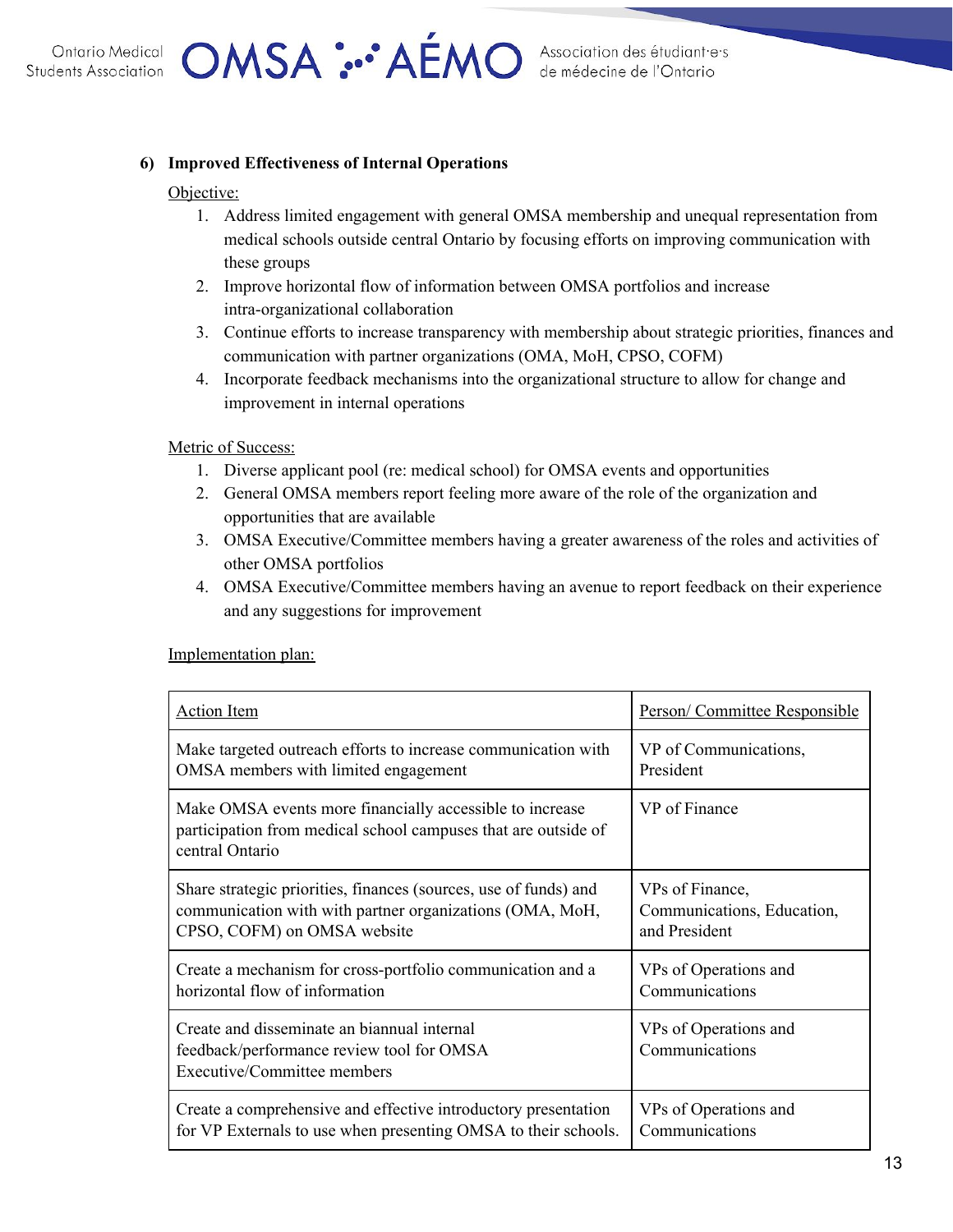### 6) Improved Effectiveness of Internal Operations

Objective:

1. Address limited engagement with general OMSA membership and unequal representation from medical schools outside central Ontario by focusing efforts on improving communication with these groups
2. Improve horizontal flow of information between OMSA portfolios and increase intra-organizational collaboration
3. Continue efforts to increase transparency with membership about strategic priorities, finances and communication with partner organizations (OMA, MoH, CPSO, COFM)
4. Incorporate feedback mechanisms into the organizational structure to allow for change and improvement in internal operations

Metric of Success:

1. Diverse applicant pool (re: medical school) for OMSA events and opportunities
2. General OMSA members report feeling more aware of the role of the organization and opportunities that are available
3. OMSA Executive/Committee members having a greater awareness of the roles and activities of other OMSA portfolios
4. OMSA Executive/Committee members having an avenue to report feedback on their experience and any suggestions for improvement

Implementation plan:

| Action Item | Person/ Committee Responsible |
|---|---|
| Make targeted outreach efforts to increase communication with OMSA members with limited engagement | VP of Communications, President |
| Make OMSA events more financially accessible to increase participation from medical school campuses that are outside of central Ontario | VP of Finance |
| Share strategic priorities, finances (sources, use of funds) and communication with with partner organizations (OMA, MoH, CPSO, COFM) on OMSA website | VPs of Finance, Communications, Education, and President |
| Create a mechanism for cross-portfolio communication and a horizontal flow of information | VPs of Operations and Communications |
| Create and disseminate an biannual internal feedback/performance review tool for OMSA Executive/Committee members | VPs of Operations and Communications |
| Create a comprehensive and effective introductory presentation for VP Externals to use when presenting OMSA to their schools. | VPs of Operations and Communications |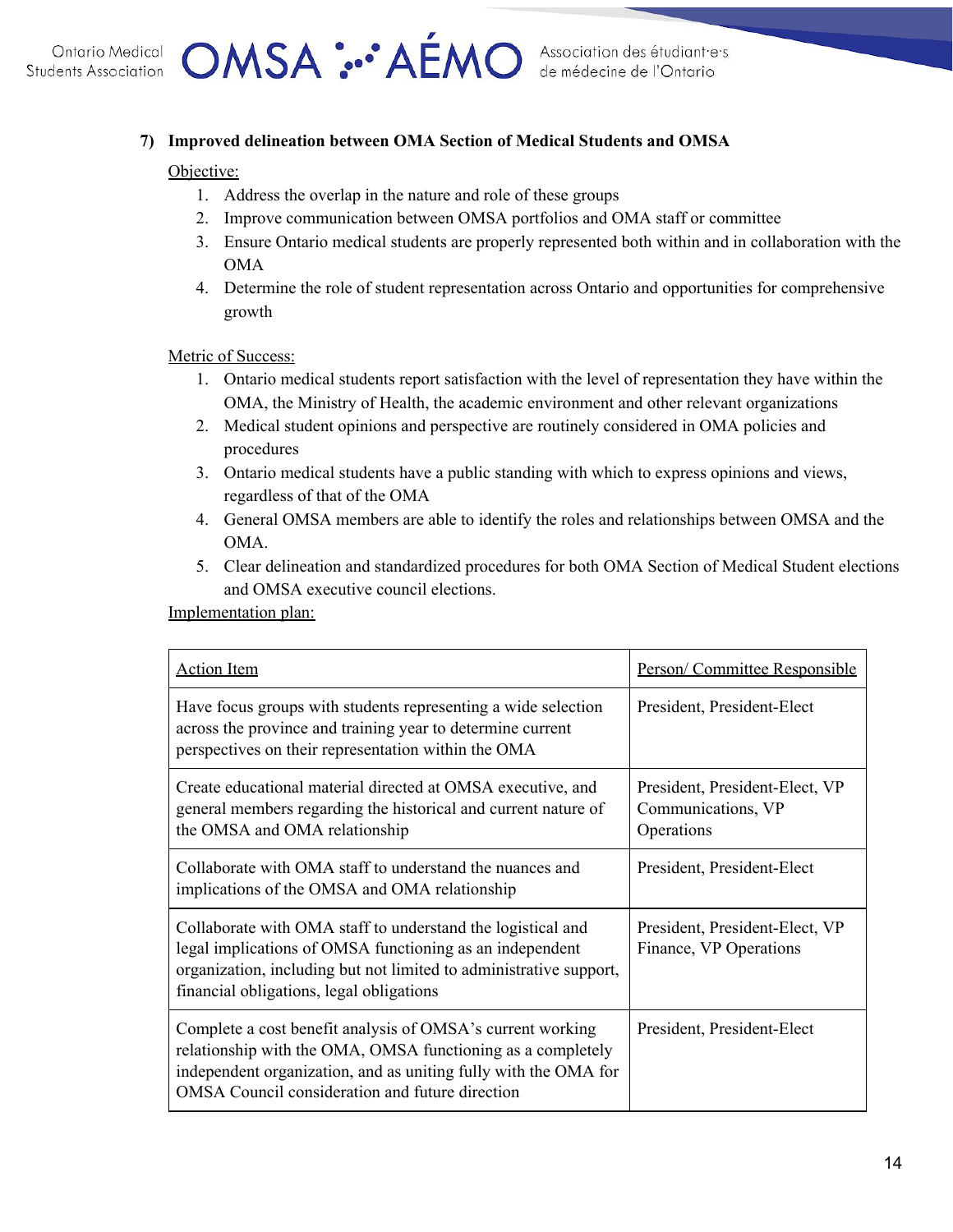### 7) Improved delineation between OMA Section of Medical Students and OMSA

Objective:

1. Address the overlap in the nature and role of these groups
2. Improve communication between OMSA portfolios and OMA staff or committee
3. Ensure Ontario medical students are properly represented both within and in collaboration with the OMA
4. Determine the role of student representation across Ontario and opportunities for comprehensive growth

Metric of Success:

1. Ontario medical students report satisfaction with the level of representation they have within the OMA, the Ministry of Health, the academic environment and other relevant organizations
2. Medical student opinions and perspective are routinely considered in OMA policies and procedures
3. Ontario medical students have a public standing with which to express opinions and views, regardless of that of the OMA
4. General OMSA members are able to identify the roles and relationships between OMSA and the OMA.
5. Clear delineation and standardized procedures for both OMA Section of Medical Student elections and OMSA executive council elections.

Implementation plan:

| Action Item | Person/ Committee Responsible |
|---|---|
| Have focus groups with students representing a wide selection across the province and training year to determine current perspectives on their representation within the OMA | President, President-Elect |
| Create educational material directed at OMSA executive, and general members regarding the historical and current nature of the OMSA and OMA relationship | President, President-Elect, VP Communications, VP Operations |
| Collaborate with OMA staff to understand the nuances and implications of the OMSA and OMA relationship | President, President-Elect |
| Collaborate with OMA staff to understand the logistical and legal implications of OMSA functioning as an independent organization, including but not limited to administrative support, financial obligations, legal obligations | President, President-Elect, VP Finance, VP Operations |
| Complete a cost benefit analysis of OMSA's current working relationship with the OMA, OMSA functioning as a completely independent organization, and as uniting fully with the OMA for OMSA Council consideration and future direction | President, President-Elect |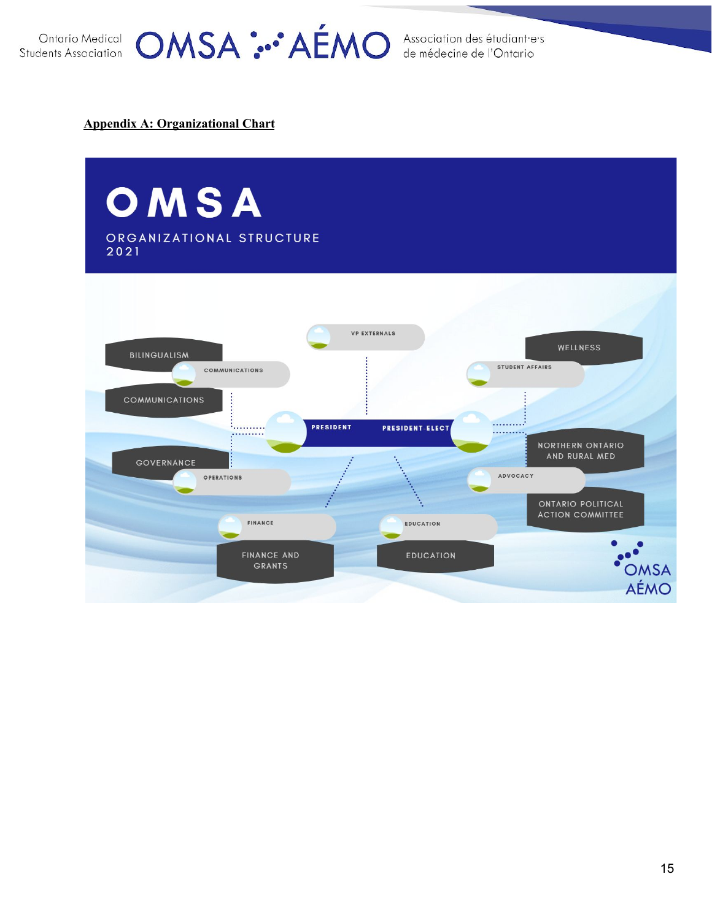**Appendix A: Organizational Chart**

OMSA

ORGANIZATIONAL STRUCTURE 2021

VP EXTERNALS

BILINGUALISM

COMMUNICATIONS

COMMUNICATIONS

WELLNESS

STUDENT AFFAIRS

PRESIDENT

PRESIDENT-ELECT

GOVERNANCE

OPERATIONS

NORTHERN ONTARIO AND RURAL MED

ADVOCACY

ONTARIO POLITICAL ACTION COMMITTEE

FINANCE

FINANCE AND GRANTS

EDUCATION

EDUCATION

OMSA AÉMO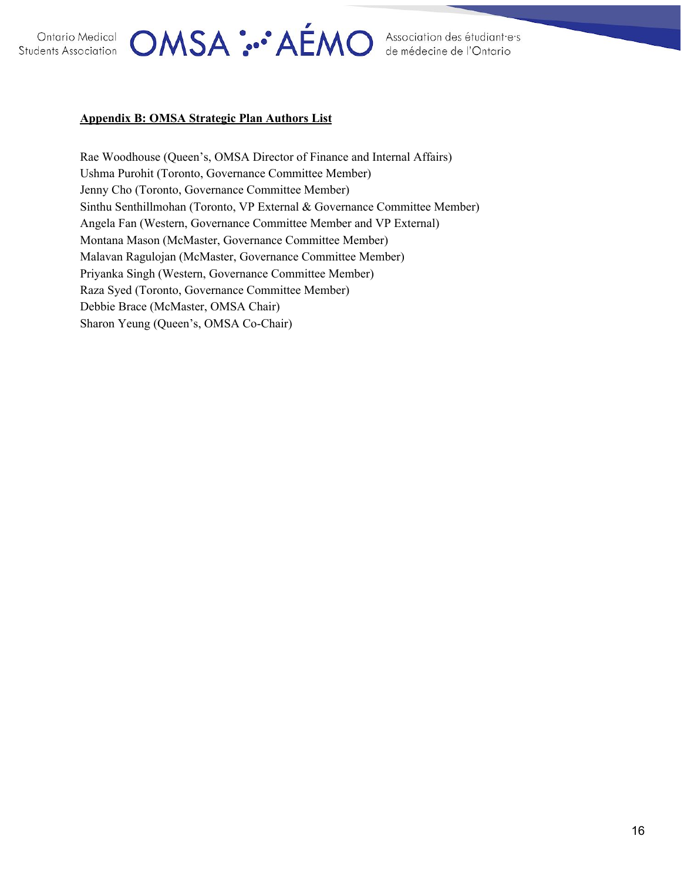**Appendix B: OMSA Strategic Plan Authors List**

Rae Woodhouse (Queen's, OMSA Director of Finance and Internal Affairs)
Ushma Purohit (Toronto, Governance Committee Member)
Jenny Cho (Toronto, Governance Committee Member)
Sinthu Senthillmohan (Toronto, VP External & Governance Committee Member)
Angela Fan (Western, Governance Committee Member and VP External)
Montana Mason (McMaster, Governance Committee Member)
Malavan Ragulojan (McMaster, Governance Committee Member)
Priyanka Singh (Western, Governance Committee Member)
Raza Syed (Toronto, Governance Committee Member)
Debbie Brace (McMaster, OMSA Chair)
Sharon Yeung (Queen's, OMSA Co-Chair)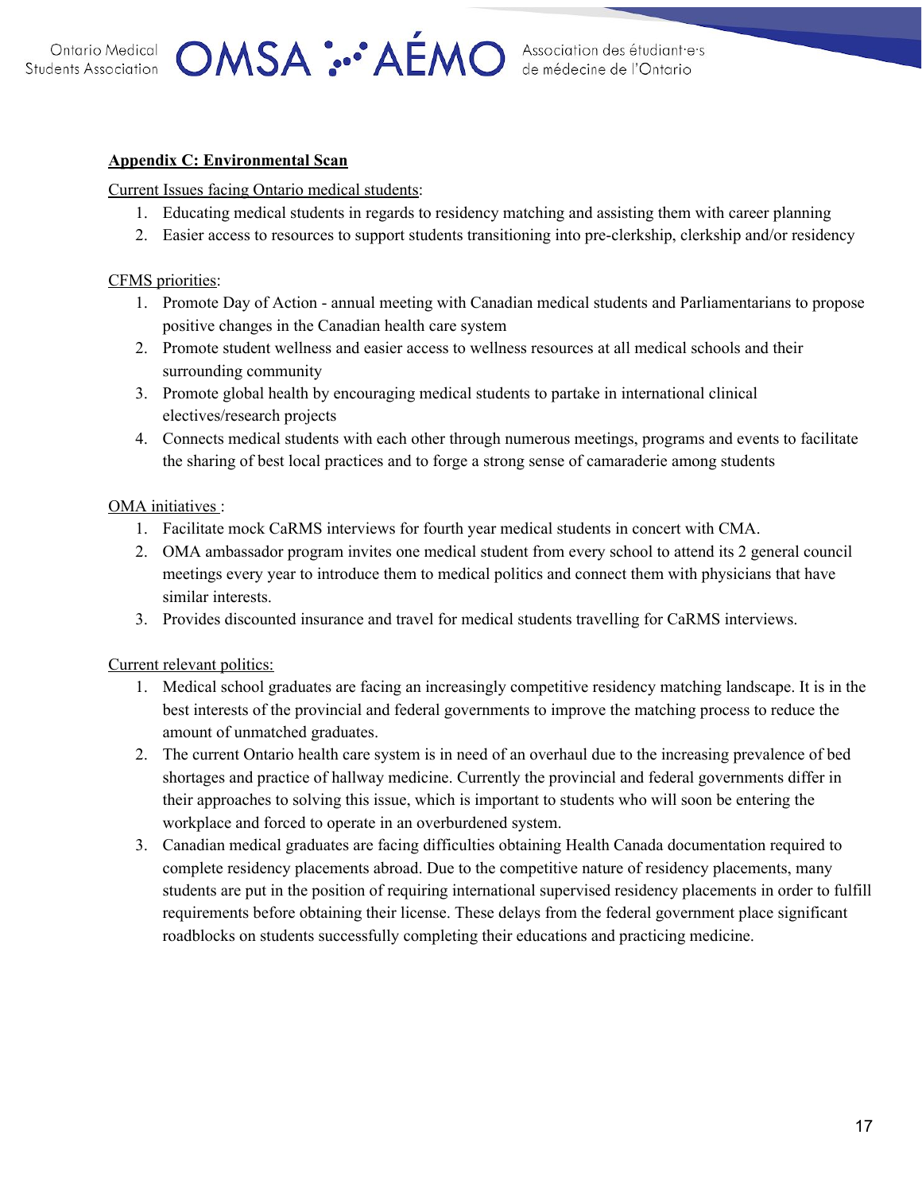## Appendix C: Environmental Scan

Current Issues facing Ontario medical students:

1. Educating medical students in regards to residency matching and assisting them with career planning
2. Easier access to resources to support students transitioning into pre-clerkship, clerkship and/or residency

CFMS priorities:

1. Promote Day of Action - annual meeting with Canadian medical students and Parliamentarians to propose positive changes in the Canadian health care system
2. Promote student wellness and easier access to wellness resources at all medical schools and their surrounding community
3. Promote global health by encouraging medical students to partake in international clinical electives/research projects
4. Connects medical students with each other through numerous meetings, programs and events to facilitate the sharing of best local practices and to forge a strong sense of camaraderie among students

OMA initiatives :

1. Facilitate mock CaRMS interviews for fourth year medical students in concert with CMA.
2. OMA ambassador program invites one medical student from every school to attend its 2 general council meetings every year to introduce them to medical politics and connect them with physicians that have similar interests.
3. Provides discounted insurance and travel for medical students travelling for CaRMS interviews.

Current relevant politics:

1. Medical school graduates are facing an increasingly competitive residency matching landscape. It is in the best interests of the provincial and federal governments to improve the matching process to reduce the amount of unmatched graduates.
2. The current Ontario health care system is in need of an overhaul due to the increasing prevalence of bed shortages and practice of hallway medicine. Currently the provincial and federal governments differ in their approaches to solving this issue, which is important to students who will soon be entering the workplace and forced to operate in an overburdened system.
3. Canadian medical graduates are facing difficulties obtaining Health Canada documentation required to complete residency placements abroad. Due to the competitive nature of residency placements, many students are put in the position of requiring international supervised residency placements in order to fulfill requirements before obtaining their license. These delays from the federal government place significant roadblocks on students successfully completing their educations and practicing medicine.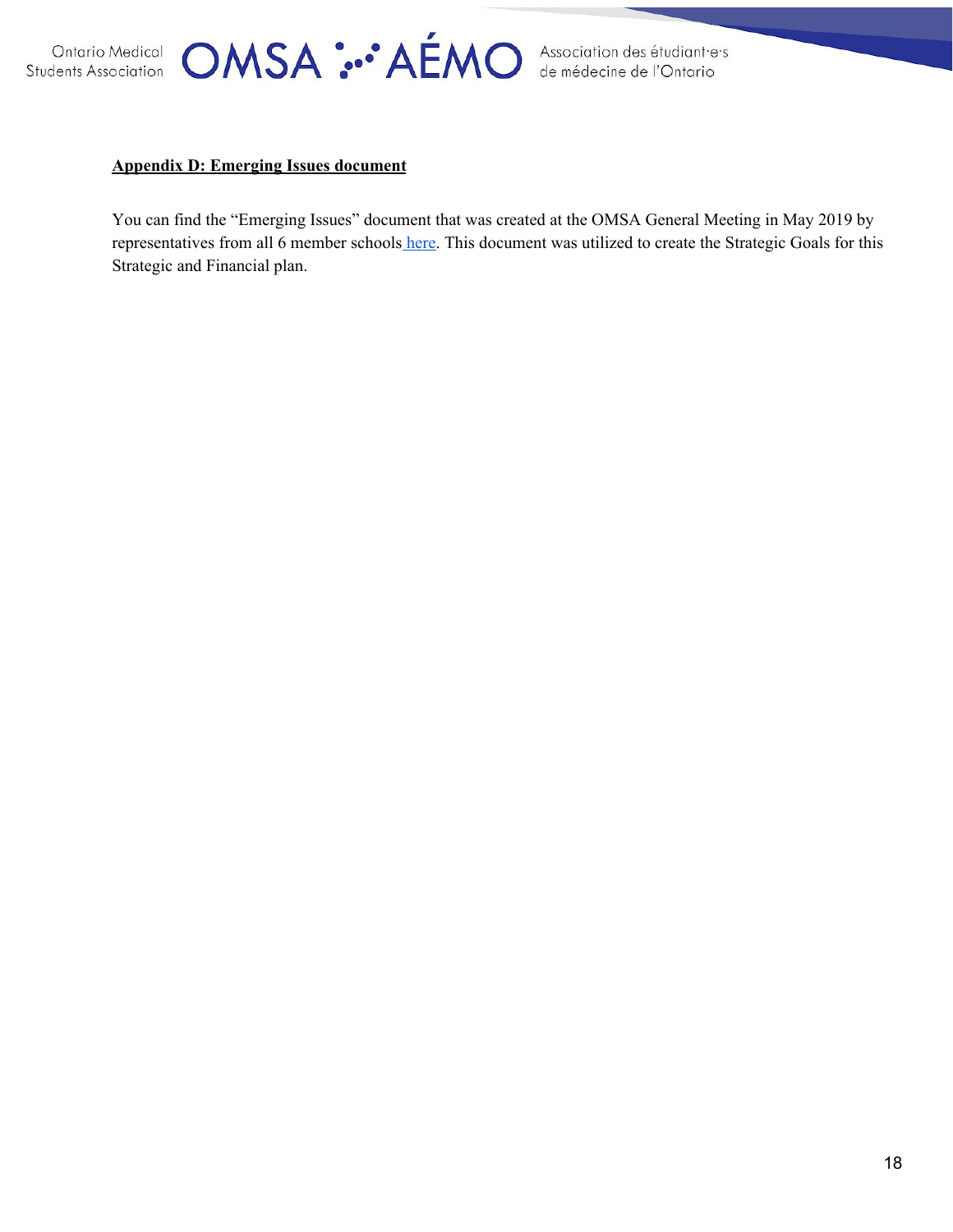## Appendix D: Emerging Issues document

You can find the "Emerging Issues" document that was created at the OMSA General Meeting in May 2019 by representatives from all 6 member schools here. This document was utilized to create the Strategic Goals for this Strategic and Financial plan.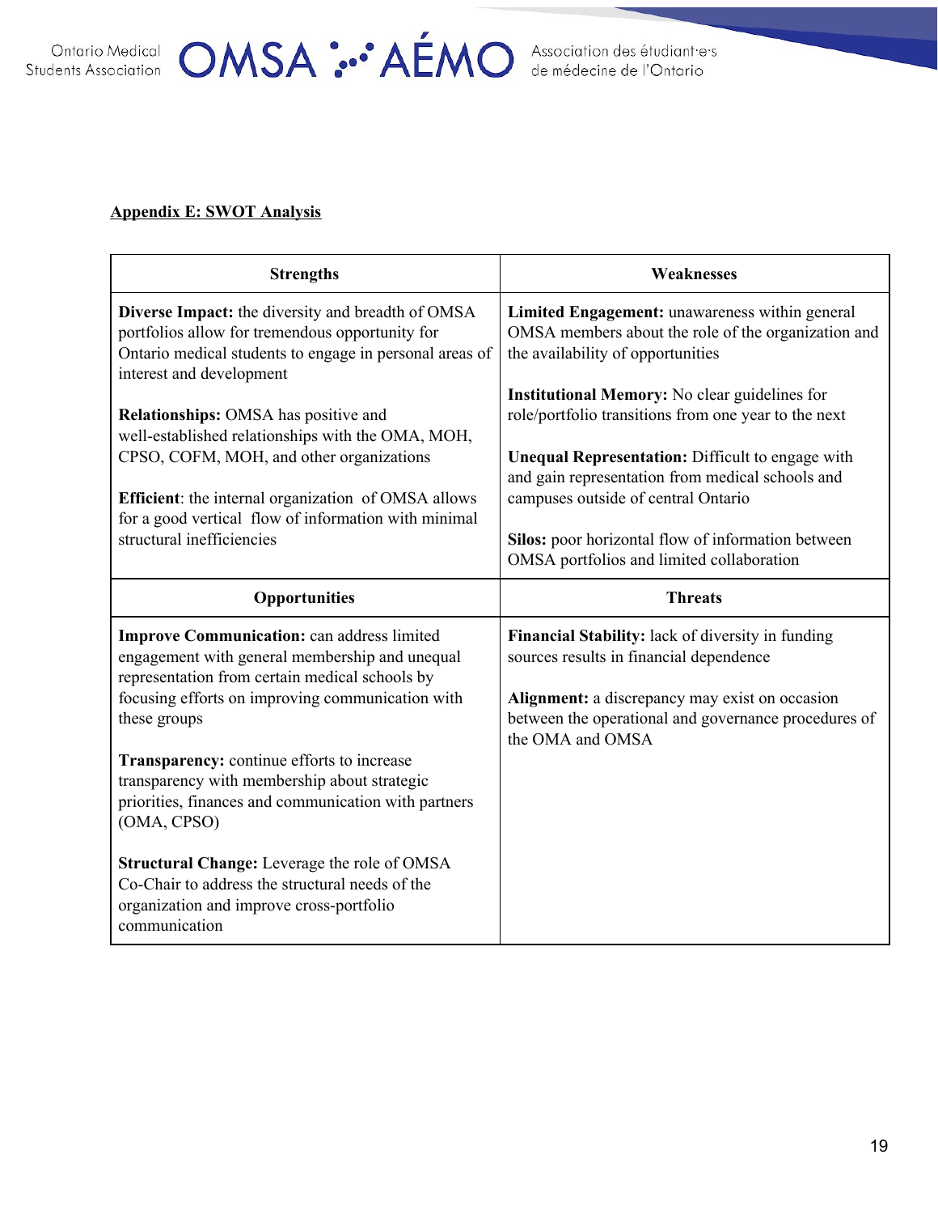**Appendix E: SWOT Analysis**

| Strengths | Weaknesses |
|---|---|
| **Diverse Impact:** the diversity and breadth of OMSA portfolios allow for tremendous opportunity for Ontario medical students to engage in personal areas of interest and development<br><br>**Relationships:** OMSA has positive and well-established relationships with the OMA, MOH, CPSO, COFM, MOH, and other organizations<br><br>**Efficient**: the internal organization of OMSA allows for a good vertical flow of information with minimal structural inefficiencies | **Limited Engagement:** unawareness within general OMSA members about the role of the organization and the availability of opportunities<br><br>**Institutional Memory:** No clear guidelines for role/portfolio transitions from one year to the next<br><br>**Unequal Representation:** Difficult to engage with and gain representation from medical schools and campuses outside of central Ontario<br><br>**Silos:** poor horizontal flow of information between OMSA portfolios and limited collaboration |
| **Opportunities** | **Threats** |
| **Improve Communication:** can address limited engagement with general membership and unequal representation from certain medical schools by focusing efforts on improving communication with these groups<br><br>**Transparency:** continue efforts to increase transparency with membership about strategic priorities, finances and communication with partners (OMA, CPSO)<br><br>**Structural Change:** Leverage the role of OMSA Co-Chair to address the structural needs of the organization and improve cross-portfolio communication | **Financial Stability:** lack of diversity in funding sources results in financial dependence<br><br>**Alignment:** a discrepancy may exist on occasion between the operational and governance procedures of the OMA and OMSA |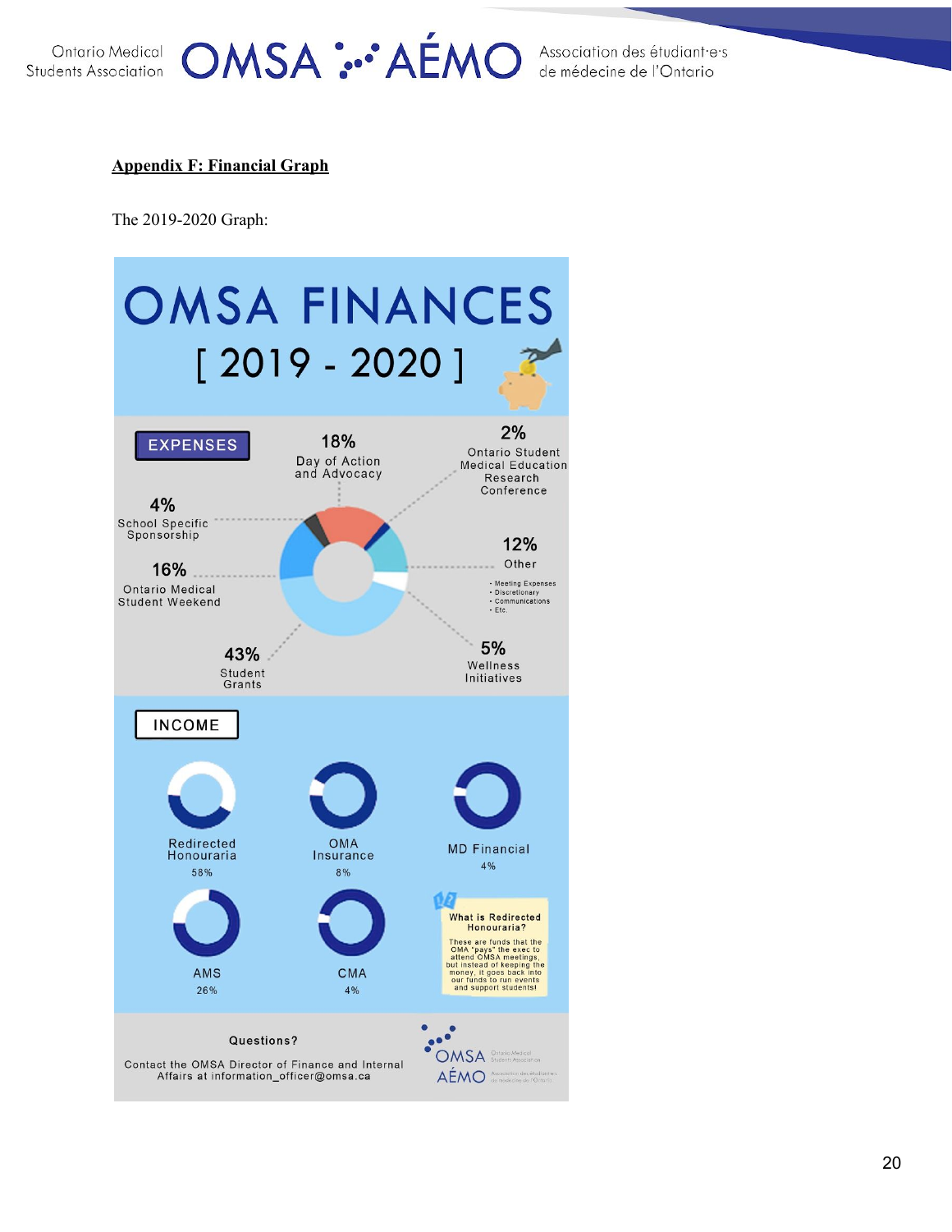## Appendix F: Financial Graph

The 2019-2020 Graph:

OMSA FINANCES

[ 2019 - 2020 ]

EXPENSES

18%
Day of Action and Advocacy

2%
Ontario Student Medical Education Research Conference

4%
School Specific Sponsorship

12%
Other
- Meeting Expenses
- Discretionary
- Communications
- Etc.

16%
Ontario Medical Student Weekend

43%
Student Grants

5%
Wellness Initiatives

INCOME

Redirected Honouraria
58%

OMA Insurance
8%

MD Financial
4%

AMS
26%

CMA
4%

What is Redirected Honouraria?

These are funds that the OMA "pays" the exec to attend OMSA meetings, but instead of keeping the money, it goes back into our funds to run events and support students!

Questions?

Contact the OMSA Director of Finance and Internal Affairs at information_officer@omsa.ca